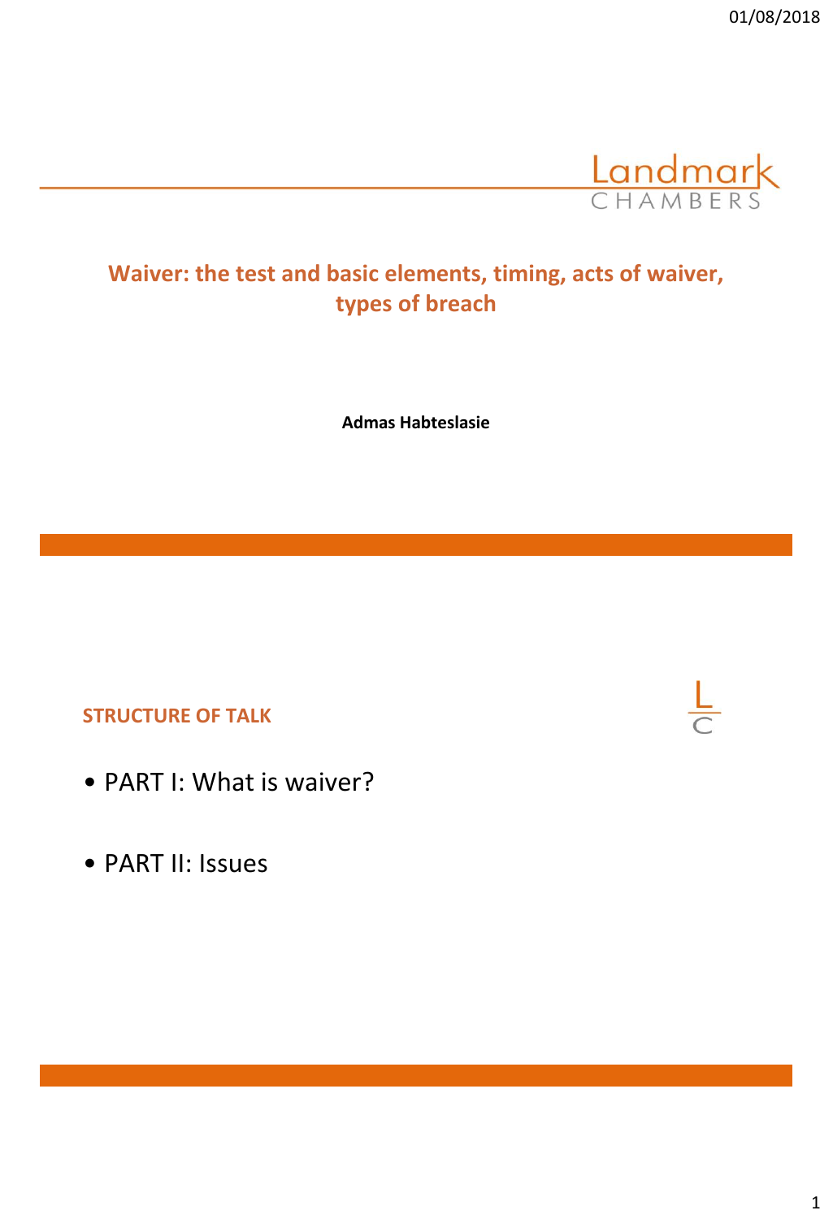# Waiver: the test and basic elements, timing, acts of waiver, types of breach

**Admas Habteslasie**

## STRUCTURE OF TALK

- PART I: What is waiver?
- PART II: Issues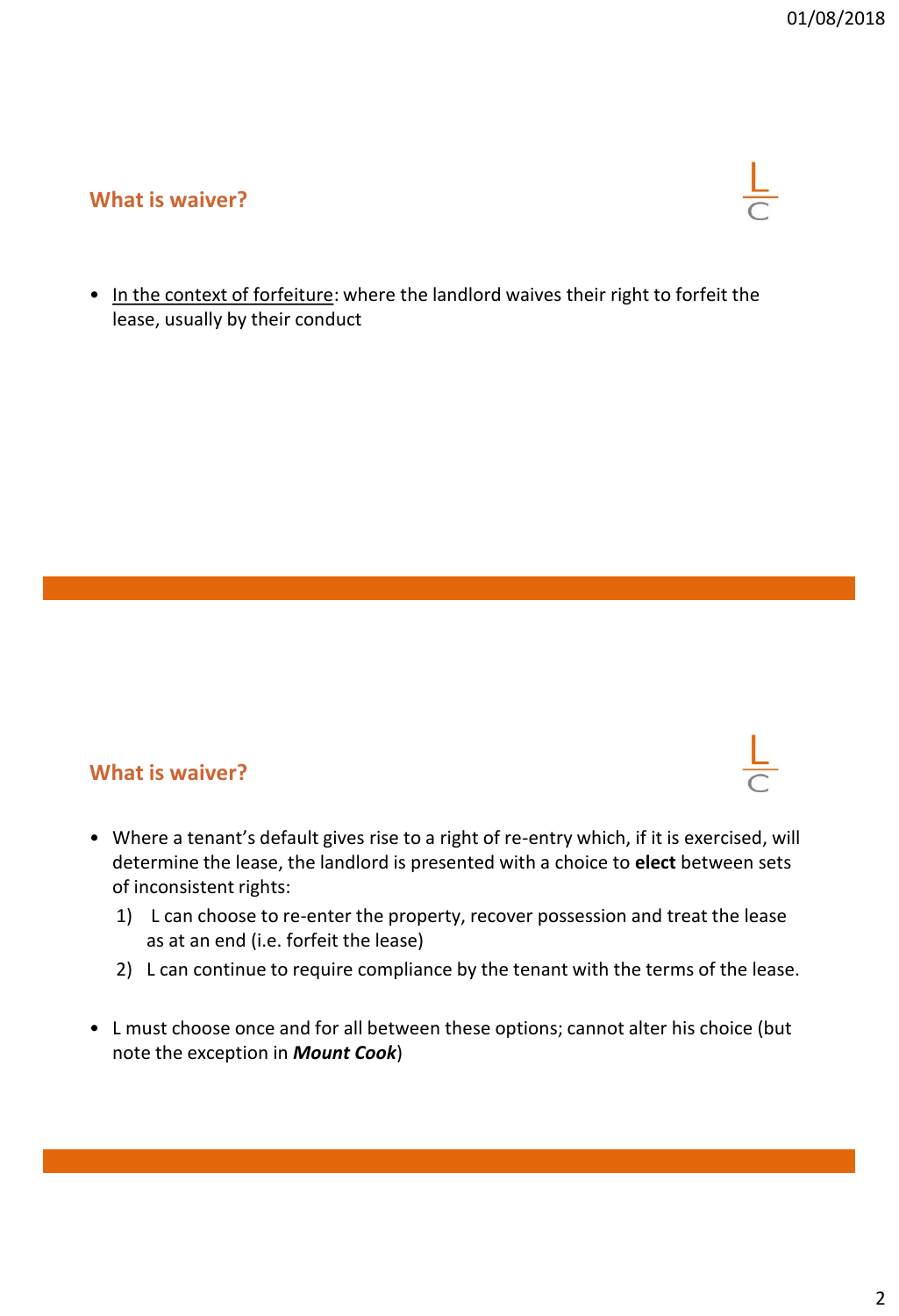## What is waiver?

- <u>In the context of forfeiture</u>: where the landlord waives their right to forfeit the lease, usually by their conduct

## What is waiver?

- Where a tenant's default gives rise to a right of re-entry which, if it is exercised, will determine the lease, the landlord is presented with a choice to **elect** between sets of inconsistent rights:
  1) L can choose to re-enter the property, recover possession and treat the lease as at an end (i.e. forfeit the lease)
  2) L can continue to require compliance by the tenant with the terms of the lease.

- L must choose once and for all between these options; cannot alter his choice (but note the exception in ***Mount Cook***)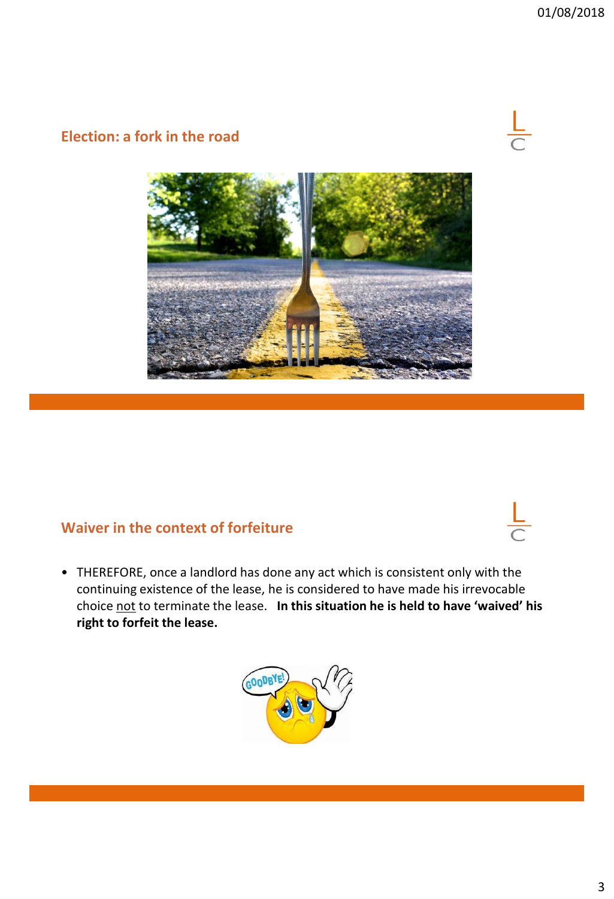## Election: a fork in the road

## Waiver in the context of forfeiture

- THEREFORE, once a landlord has done any act which is consistent only with the continuing existence of the lease, he is considered to have made his irrevocable choice not to terminate the lease. **In this situation he is held to have 'waived' his right to forfeit the lease.**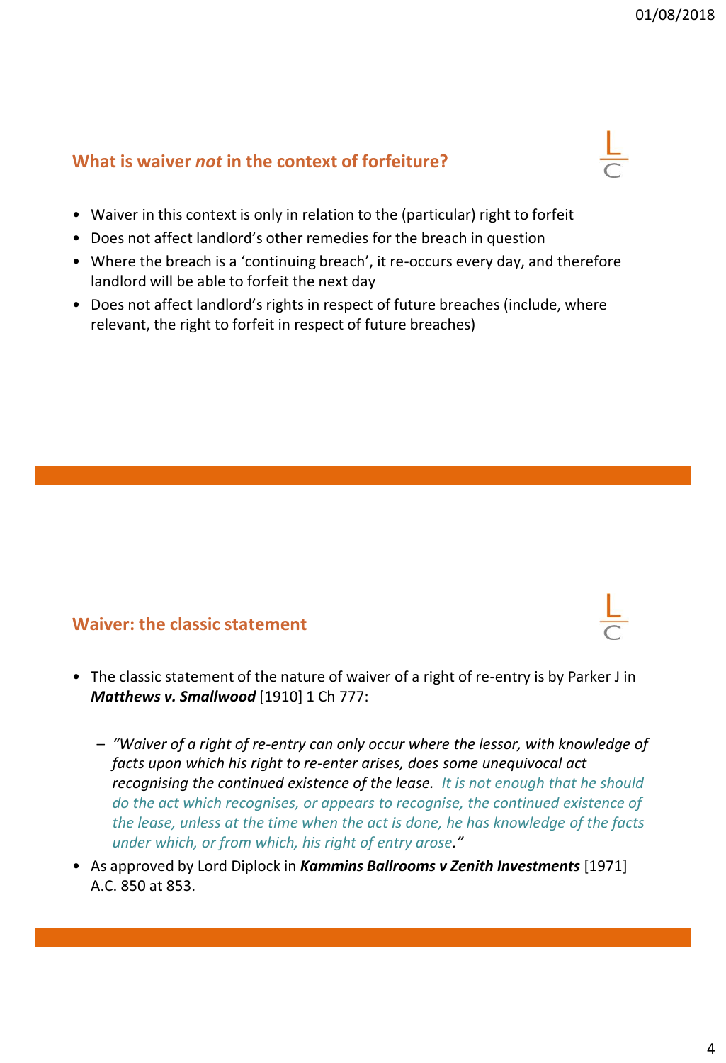## What is waiver *not* in the context of forfeiture?

- Waiver in this context is only in relation to the (particular) right to forfeit
- Does not affect landlord's other remedies for the breach in question
- Where the breach is a 'continuing breach', it re-occurs every day, and therefore landlord will be able to forfeit the next day
- Does not affect landlord's rights in respect of future breaches (include, where relevant, the right to forfeit in respect of future breaches)

## Waiver: the classic statement

- The classic statement of the nature of waiver of a right of re-entry is by Parker J in ***Matthews v. Smallwood*** [1910] 1 Ch 777:
  - *"Waiver of a right of re-entry can only occur where the lessor, with knowledge of facts upon which his right to re-enter arises, does some unequivocal act recognising the continued existence of the lease. It is not enough that he should do the act which recognises, or appears to recognise, the continued existence of the lease, unless at the time when the act is done, he has knowledge of the facts under which, or from which, his right of entry arose."*
- As approved by Lord Diplock in ***Kammins Ballrooms v Zenith Investments*** [1971] A.C. 850 at 853.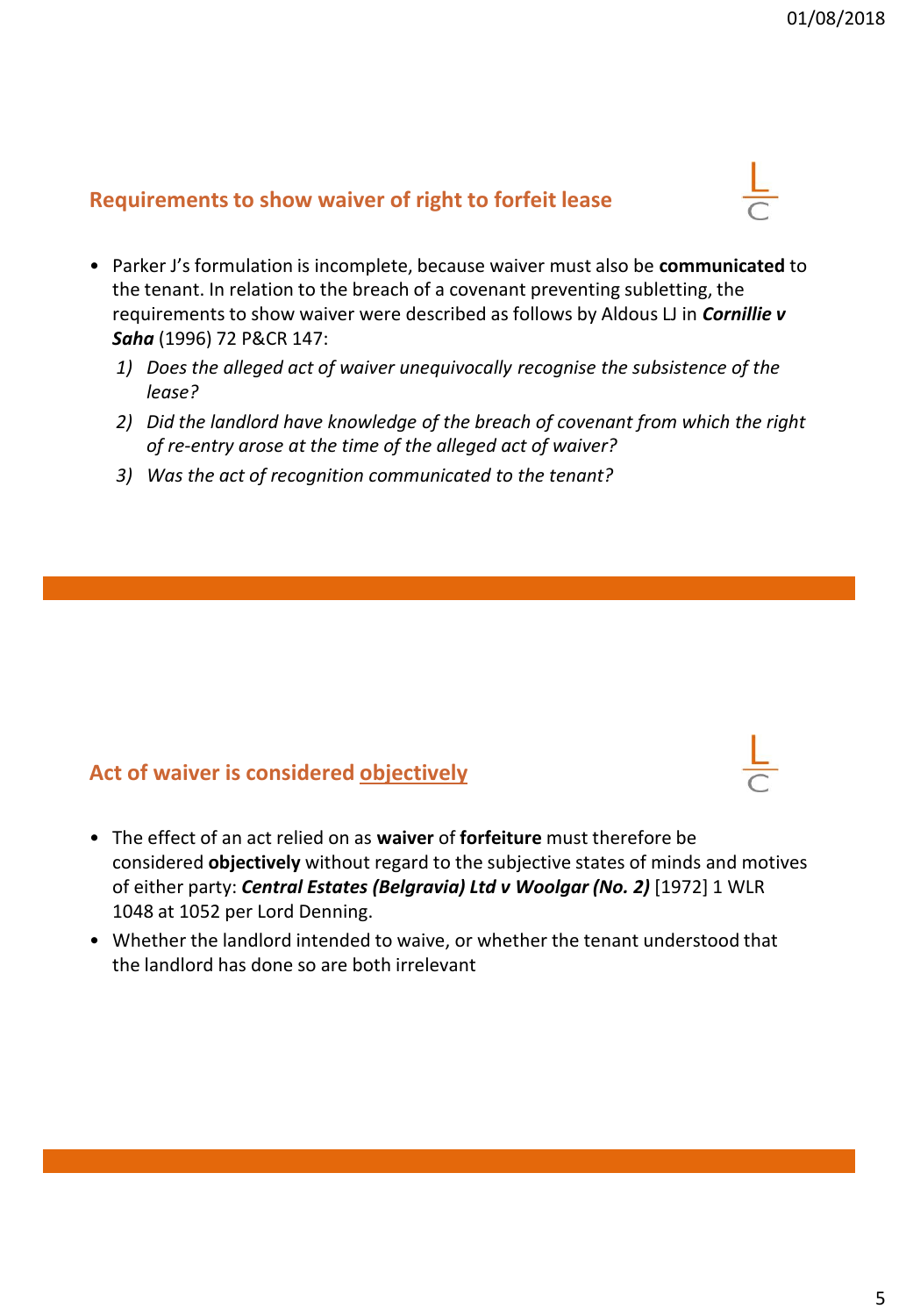## Requirements to show waiver of right to forfeit lease

- Parker J's formulation is incomplete, because waiver must also be **communicated** to the tenant. In relation to the breach of a covenant preventing subletting, the requirements to show waiver were described as follows by Aldous LJ in ***Cornillie v Saha*** (1996) 72 P&CR 147:
    1) *Does the alleged act of waiver unequivocally recognise the subsistence of the lease?*
    2) *Did the landlord have knowledge of the breach of covenant from which the right of re-entry arose at the time of the alleged act of waiver?*
    3) *Was the act of recognition communicated to the tenant?*

## Act of waiver is considered <u>objectively</u>

- The effect of an act relied on as **waiver** of **forfeiture** must therefore be considered **objectively** without regard to the subjective states of minds and motives of either party: ***Central Estates (Belgravia) Ltd v Woolgar (No. 2)*** [1972] 1 WLR 1048 at 1052 per Lord Denning.
- Whether the landlord intended to waive, or whether the tenant understood that the landlord has done so are both irrelevant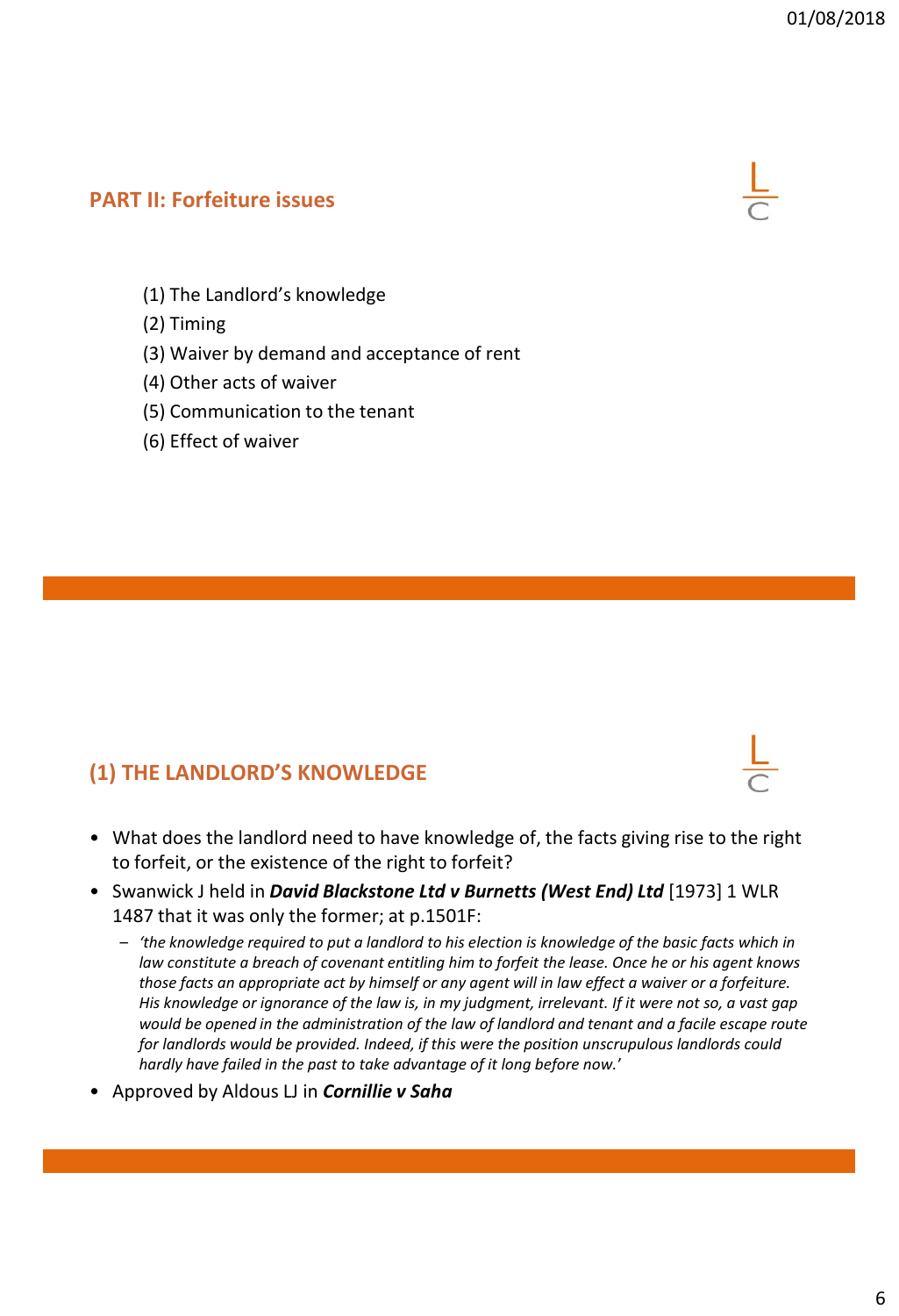## PART II: Forfeiture issues

(1) The Landlord's knowledge
(2) Timing
(3) Waiver by demand and acceptance of rent
(4) Other acts of waiver
(5) Communication to the tenant
(6) Effect of waiver

## (1) THE LANDLORD'S KNOWLEDGE

- What does the landlord need to have knowledge of, the facts giving rise to the right to forfeit, or the existence of the right to forfeit?
- Swanwick J held in ***David Blackstone Ltd v Burnetts (West End) Ltd*** [1973] 1 WLR 1487 that it was only the former; at p.1501F:
  - *'the knowledge required to put a landlord to his election is knowledge of the basic facts which in law constitute a breach of covenant entitling him to forfeit the lease. Once he or his agent knows those facts an appropriate act by himself or any agent will in law effect a waiver or a forfeiture. His knowledge or ignorance of the law is, in my judgment, irrelevant. If it were not so, a vast gap would be opened in the administration of the law of landlord and tenant and a facile escape route for landlords would be provided. Indeed, if this were the position unscrupulous landlords could hardly have failed in the past to take advantage of it long before now.'*
- Approved by Aldous LJ in ***Cornillie v Saha***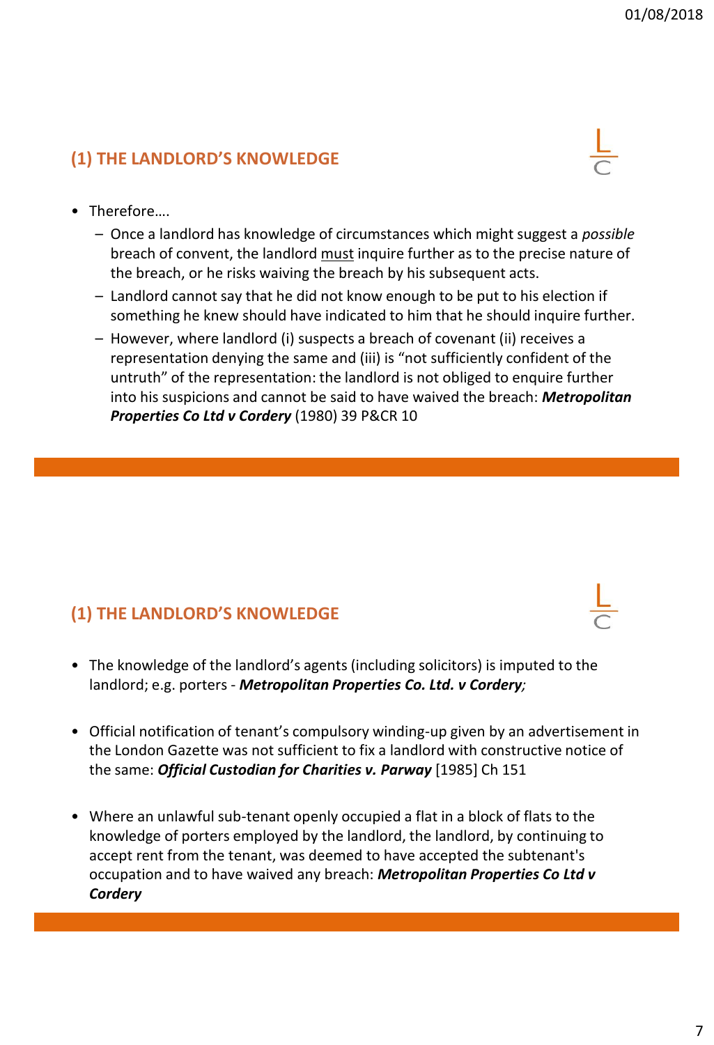## (1) THE LANDLORD'S KNOWLEDGE

- Therefore….
  - Once a landlord has knowledge of circumstances which might suggest a *possible* breach of convent, the landlord must inquire further as to the precise nature of the breach, or he risks waiving the breach by his subsequent acts.
  - Landlord cannot say that he did not know enough to be put to his election if something he knew should have indicated to him that he should inquire further.
  - However, where landlord (i) suspects a breach of covenant (ii) receives a representation denying the same and (iii) is "not sufficiently confident of the untruth" of the representation: the landlord is not obliged to enquire further into his suspicions and cannot be said to have waived the breach: ***Metropolitan Properties Co Ltd v Cordery*** (1980) 39 P&CR 10

## (1) THE LANDLORD'S KNOWLEDGE

- The knowledge of the landlord's agents (including solicitors) is imputed to the landlord; e.g. porters - ***Metropolitan Properties Co. Ltd. v Cordery;***

- Official notification of tenant's compulsory winding-up given by an advertisement in the London Gazette was not sufficient to fix a landlord with constructive notice of the same: ***Official Custodian for Charities v. Parway*** [1985] Ch 151

- Where an unlawful sub-tenant openly occupied a flat in a block of flats to the knowledge of porters employed by the landlord, the landlord, by continuing to accept rent from the tenant, was deemed to have accepted the subtenant's occupation and to have waived any breach: ***Metropolitan Properties Co Ltd v Cordery***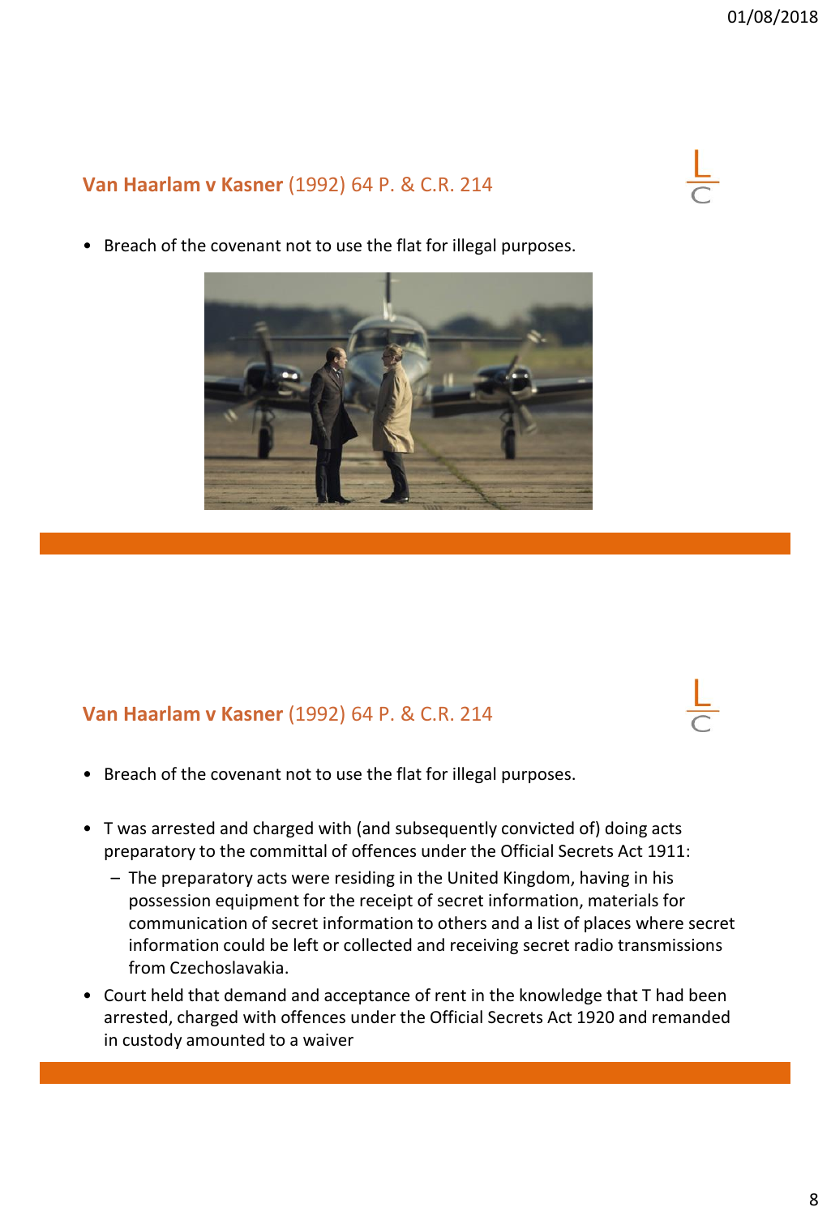## **Van Haarlam v Kasner** (1992) 64 P. & C.R. 214

- Breach of the covenant not to use the flat for illegal purposes.

## **Van Haarlam v Kasner** (1992) 64 P. & C.R. 214

- Breach of the covenant not to use the flat for illegal purposes.
- T was arrested and charged with (and subsequently convicted of) doing acts preparatory to the committal of offences under the Official Secrets Act 1911:
  - The preparatory acts were residing in the United Kingdom, having in his possession equipment for the receipt of secret information, materials for communication of secret information to others and a list of places where secret information could be left or collected and receiving secret radio transmissions from Czechoslavakia.
- Court held that demand and acceptance of rent in the knowledge that T had been arrested, charged with offences under the Official Secrets Act 1920 and remanded in custody amounted to a waiver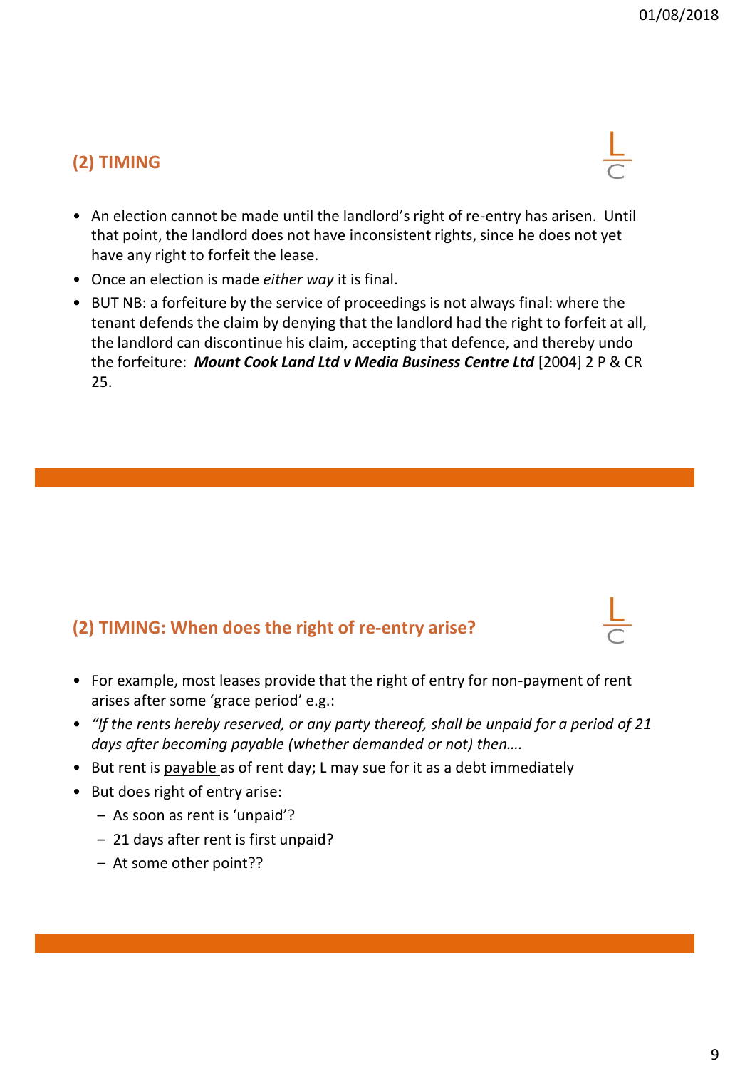## (2) TIMING

- An election cannot be made until the landlord's right of re-entry has arisen. Until that point, the landlord does not have inconsistent rights, since he does not yet have any right to forfeit the lease.
- Once an election is made *either way* it is final.
- BUT NB: a forfeiture by the service of proceedings is not always final: where the tenant defends the claim by denying that the landlord had the right to forfeit at all, the landlord can discontinue his claim, accepting that defence, and thereby undo the forfeiture: ***Mount Cook Land Ltd v Media Business Centre Ltd*** [2004] 2 P & CR 25.

## (2) TIMING: When does the right of re-entry arise?

- For example, most leases provide that the right of entry for non-payment of rent arises after some 'grace period' e.g.:
- *"If the rents hereby reserved, or any party thereof, shall be unpaid for a period of 21 days after becoming payable (whether demanded or not) then….*
- But rent is <u>payable</u> as of rent day; L may sue for it as a debt immediately
- But does right of entry arise:
  - As soon as rent is 'unpaid'?
  - 21 days after rent is first unpaid?
  - At some other point??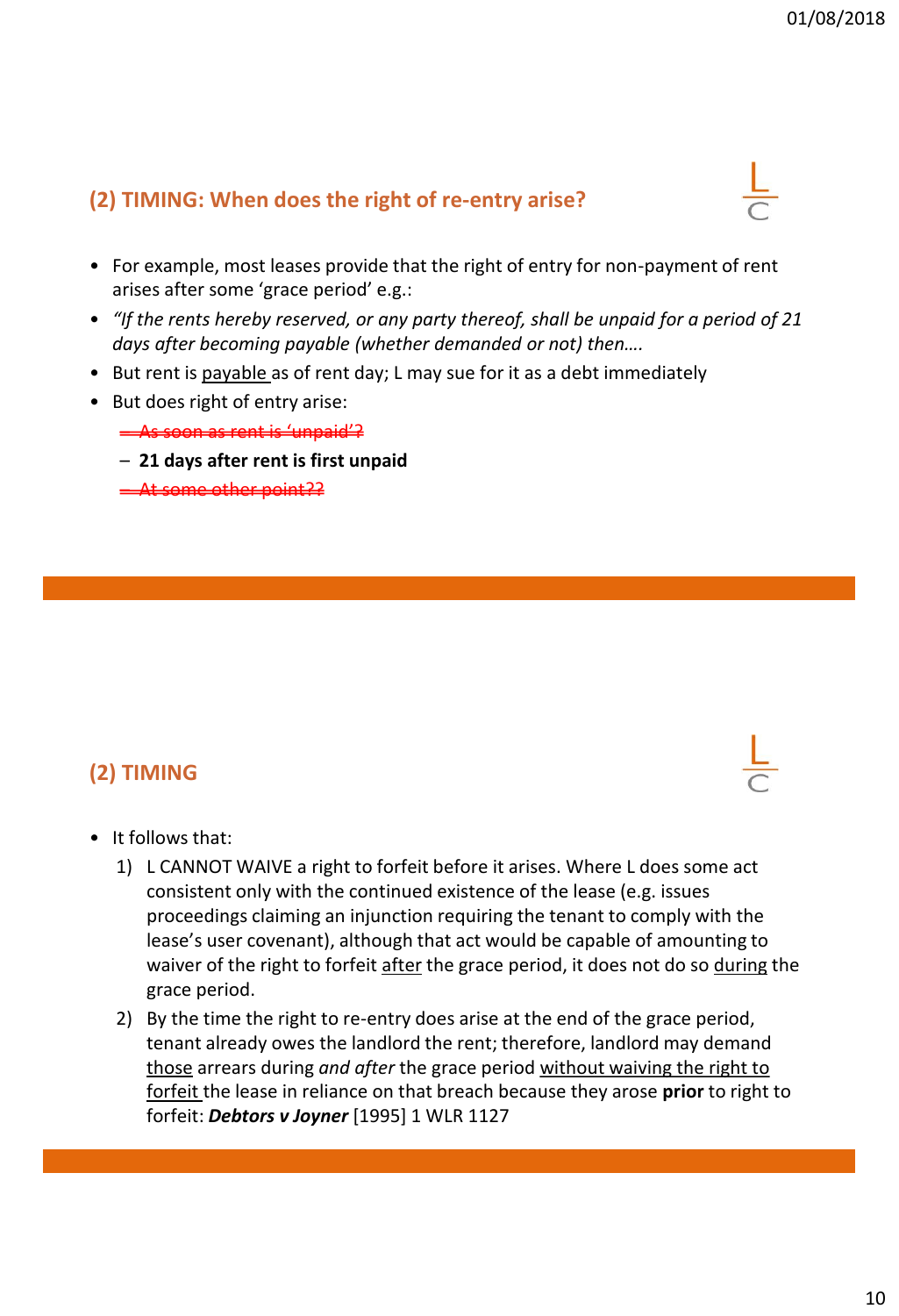## (2) TIMING: When does the right of re-entry arise?

- For example, most leases provide that the right of entry for non-payment of rent arises after some 'grace period' e.g.:
- *"If the rents hereby reserved, or any party thereof, shall be unpaid for a period of 21 days after becoming payable (whether demanded or not) then….*
- But rent is payable as of rent day; L may sue for it as a debt immediately
- But does right of entry arise:
  - ~~As soon as rent is 'unpaid'?~~
  - **21 days after rent is first unpaid**
  - ~~At some other point??~~

## (2) TIMING

- It follows that:
  1) L CANNOT WAIVE a right to forfeit before it arises. Where L does some act consistent only with the continued existence of the lease (e.g. issues proceedings claiming an injunction requiring the tenant to comply with the lease's user covenant), although that act would be capable of amounting to waiver of the right to forfeit after the grace period, it does not do so during the grace period.
  2) By the time the right to re-entry does arise at the end of the grace period, tenant already owes the landlord the rent; therefore, landlord may demand those arrears during *and after* the grace period without waiving the right to forfeit the lease in reliance on that breach because they arose **prior** to right to forfeit: ***Debtors v Joyner*** [1995] 1 WLR 1127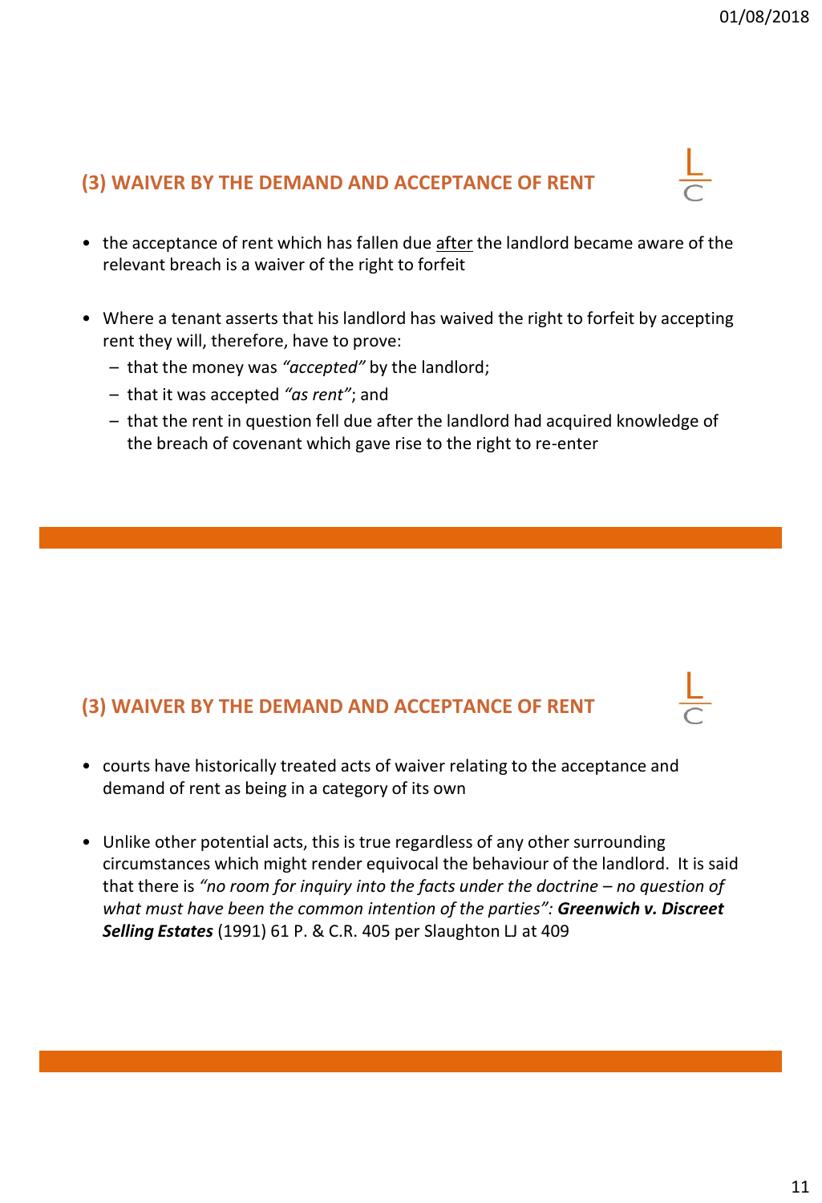## (3) WAIVER BY THE DEMAND AND ACCEPTANCE OF RENT

- the acceptance of rent which has fallen due <u>after</u> the landlord became aware of the relevant breach is a waiver of the right to forfeit
- Where a tenant asserts that his landlord has waived the right to forfeit by accepting rent they will, therefore, have to prove:
  - that the money was *"accepted"* by the landlord;
  - that it was accepted *"as rent"*; and
  - that the rent in question fell due after the landlord had acquired knowledge of the breach of covenant which gave rise to the right to re-enter

## (3) WAIVER BY THE DEMAND AND ACCEPTANCE OF RENT

- courts have historically treated acts of waiver relating to the acceptance and demand of rent as being in a category of its own
- Unlike other potential acts, this is true regardless of any other surrounding circumstances which might render equivocal the behaviour of the landlord. It is said that there is *"no room for inquiry into the facts under the doctrine – no question of what must have been the common intention of the parties"*: ***Greenwich v. Discreet Selling Estates*** (1991) 61 P. & C.R. 405 per Slaughton LJ at 409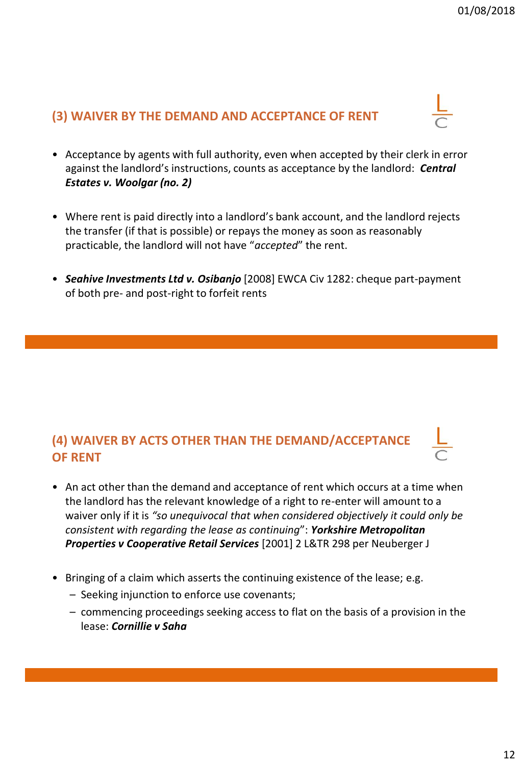## (3) WAIVER BY THE DEMAND AND ACCEPTANCE OF RENT

- Acceptance by agents with full authority, even when accepted by their clerk in error against the landlord's instructions, counts as acceptance by the landlord: ***Central Estates v. Woolgar (no. 2)***
- Where rent is paid directly into a landlord's bank account, and the landlord rejects the transfer (if that is possible) or repays the money as soon as reasonably practicable, the landlord will not have "*accepted*" the rent.
- ***Seahive Investments Ltd v. Osibanjo*** [2008] EWCA Civ 1282: cheque part-payment of both pre- and post-right to forfeit rents

## (4) WAIVER BY ACTS OTHER THAN THE DEMAND/ACCEPTANCE OF RENT

- An act other than the demand and acceptance of rent which occurs at a time when the landlord has the relevant knowledge of a right to re-enter will amount to a waiver only if it is *"so unequivocal that when considered objectively it could only be consistent with regarding the lease as continuing"*: ***Yorkshire Metropolitan Properties v Cooperative Retail Services*** [2001] 2 L&TR 298 per Neuberger J
- Bringing of a claim which asserts the continuing existence of the lease; e.g.
  - Seeking injunction to enforce use covenants;
  - commencing proceedings seeking access to flat on the basis of a provision in the lease: ***Cornillie v Saha***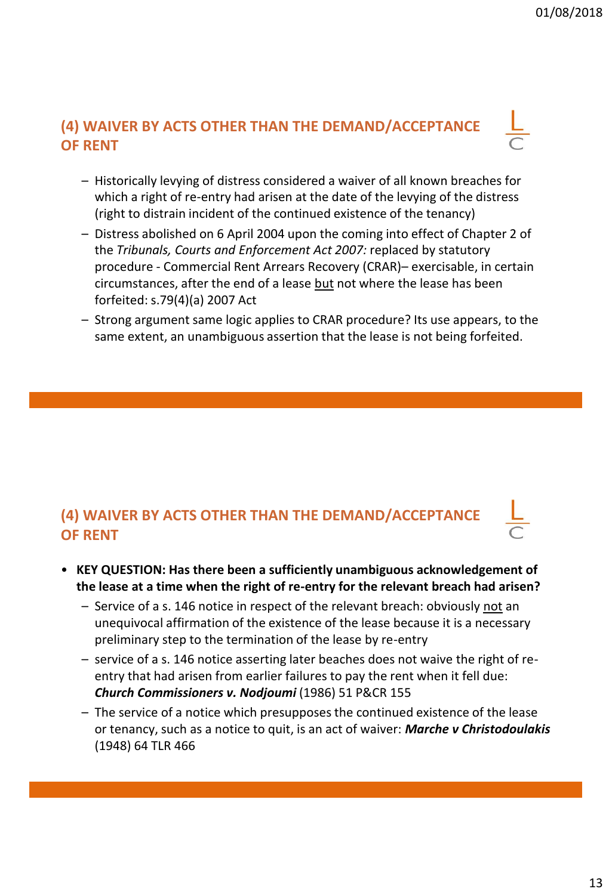## (4) WAIVER BY ACTS OTHER THAN THE DEMAND/ACCEPTANCE OF RENT

- Historically levying of distress considered a waiver of all known breaches for which a right of re-entry had arisen at the date of the levying of the distress (right to distrain incident of the continued existence of the tenancy)
- Distress abolished on 6 April 2004 upon the coming into effect of Chapter 2 of the *Tribunals, Courts and Enforcement Act 2007:* replaced by statutory procedure - Commercial Rent Arrears Recovery (CRAR)– exercisable, in certain circumstances, after the end of a lease but not where the lease has been forfeited: s.79(4)(a) 2007 Act
- Strong argument same logic applies to CRAR procedure? Its use appears, to the same extent, an unambiguous assertion that the lease is not being forfeited.

## (4) WAIVER BY ACTS OTHER THAN THE DEMAND/ACCEPTANCE OF RENT

- **KEY QUESTION: Has there been a sufficiently unambiguous acknowledgement of the lease at a time when the right of re-entry for the relevant breach had arisen?**
  - Service of a s. 146 notice in respect of the relevant breach: obviously not an unequivocal affirmation of the existence of the lease because it is a necessary preliminary step to the termination of the lease by re-entry
  - service of a s. 146 notice asserting later beaches does not waive the right of re-entry that had arisen from earlier failures to pay the rent when it fell due: ***Church Commissioners v. Nodjoumi*** (1986) 51 P&CR 155
  - The service of a notice which presupposes the continued existence of the lease or tenancy, such as a notice to quit, is an act of waiver: ***Marche v Christodoulakis*** (1948) 64 TLR 466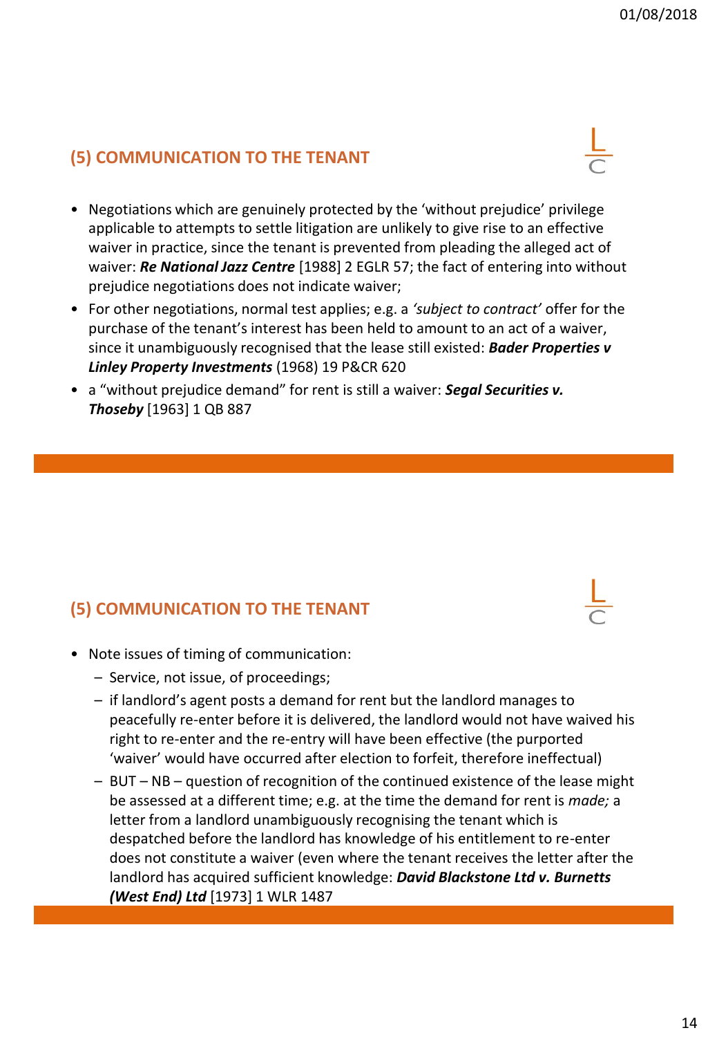## (5) COMMUNICATION TO THE TENANT

- Negotiations which are genuinely protected by the 'without prejudice' privilege applicable to attempts to settle litigation are unlikely to give rise to an effective waiver in practice, since the tenant is prevented from pleading the alleged act of waiver: ***Re National Jazz Centre*** [1988] 2 EGLR 57; the fact of entering into without prejudice negotiations does not indicate waiver;
- For other negotiations, normal test applies; e.g. a *'subject to contract'* offer for the purchase of the tenant's interest has been held to amount to an act of a waiver, since it unambiguously recognised that the lease still existed: ***Bader Properties v Linley Property Investments*** (1968) 19 P&CR 620
- a "without prejudice demand" for rent is still a waiver: ***Segal Securities v. Thoseby*** [1963] 1 QB 887

## (5) COMMUNICATION TO THE TENANT

- Note issues of timing of communication:
  - Service, not issue, of proceedings;
  - if landlord's agent posts a demand for rent but the landlord manages to peacefully re-enter before it is delivered, the landlord would not have waived his right to re-enter and the re-entry will have been effective (the purported 'waiver' would have occurred after election to forfeit, therefore ineffectual)
  - BUT – NB – question of recognition of the continued existence of the lease might be assessed at a different time; e.g. at the time the demand for rent is *made;* a letter from a landlord unambiguously recognising the tenant which is despatched before the landlord has knowledge of his entitlement to re-enter does not constitute a waiver (even where the tenant receives the letter after the landlord has acquired sufficient knowledge: ***David Blackstone Ltd v. Burnetts (West End) Ltd*** [1973] 1 WLR 1487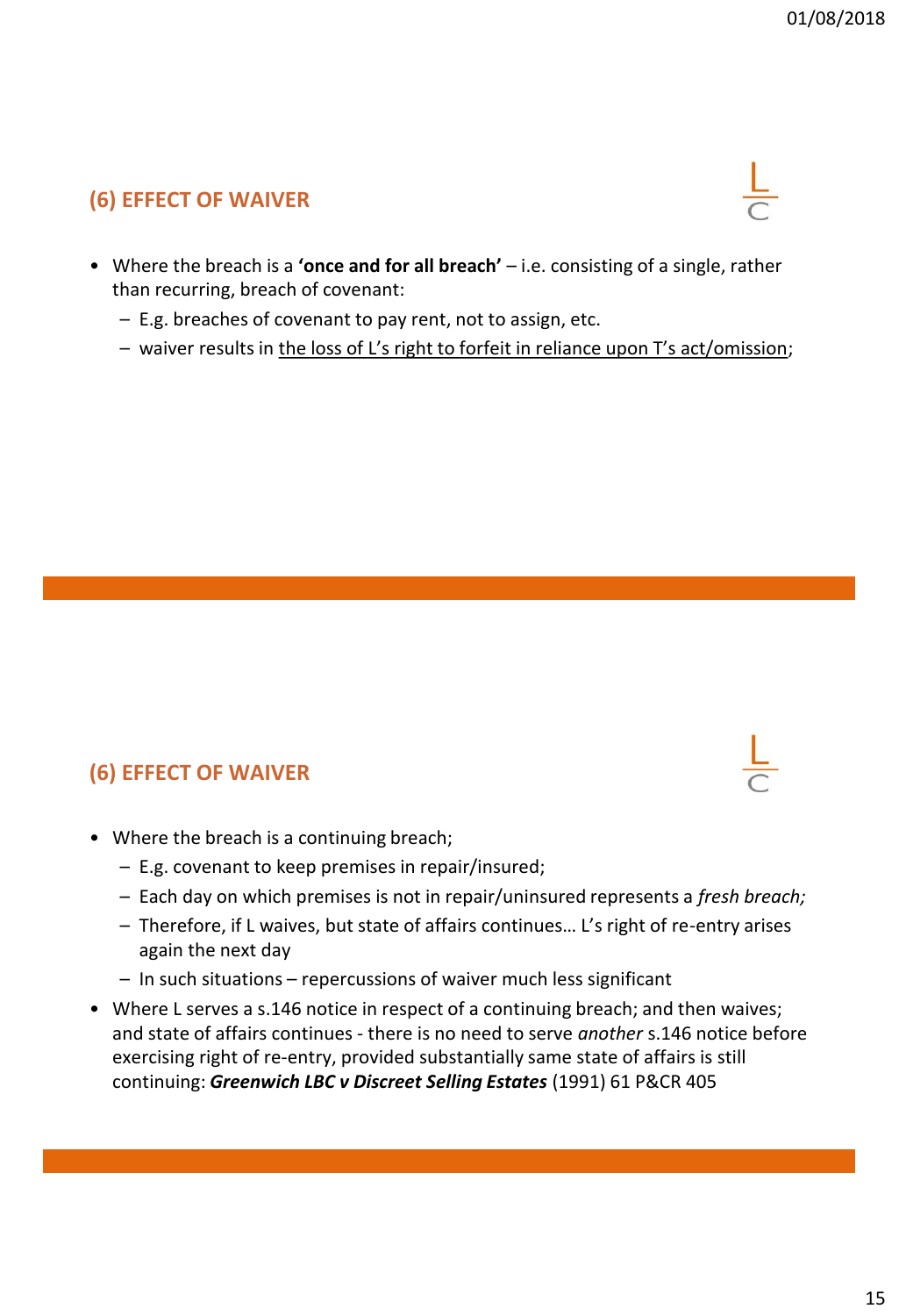## (6) EFFECT OF WAIVER

- Where the breach is a **'once and for all breach'** – i.e. consisting of a single, rather than recurring, breach of covenant:
  - E.g. breaches of covenant to pay rent, not to assign, etc.
  - waiver results in <u>the loss of L's right to forfeit in reliance upon T's act/omission</u>;

## (6) EFFECT OF WAIVER

- Where the breach is a continuing breach;
  - E.g. covenant to keep premises in repair/insured;
  - Each day on which premises is not in repair/uninsured represents a *fresh breach;*
  - Therefore, if L waives, but state of affairs continues… L's right of re-entry arises again the next day
  - In such situations – repercussions of waiver much less significant
- Where L serves a s.146 notice in respect of a continuing breach; and then waives; and state of affairs continues - there is no need to serve *another* s.146 notice before exercising right of re-entry, provided substantially same state of affairs is still continuing: ***Greenwich LBC v Discreet Selling Estates*** (1991) 61 P&CR 405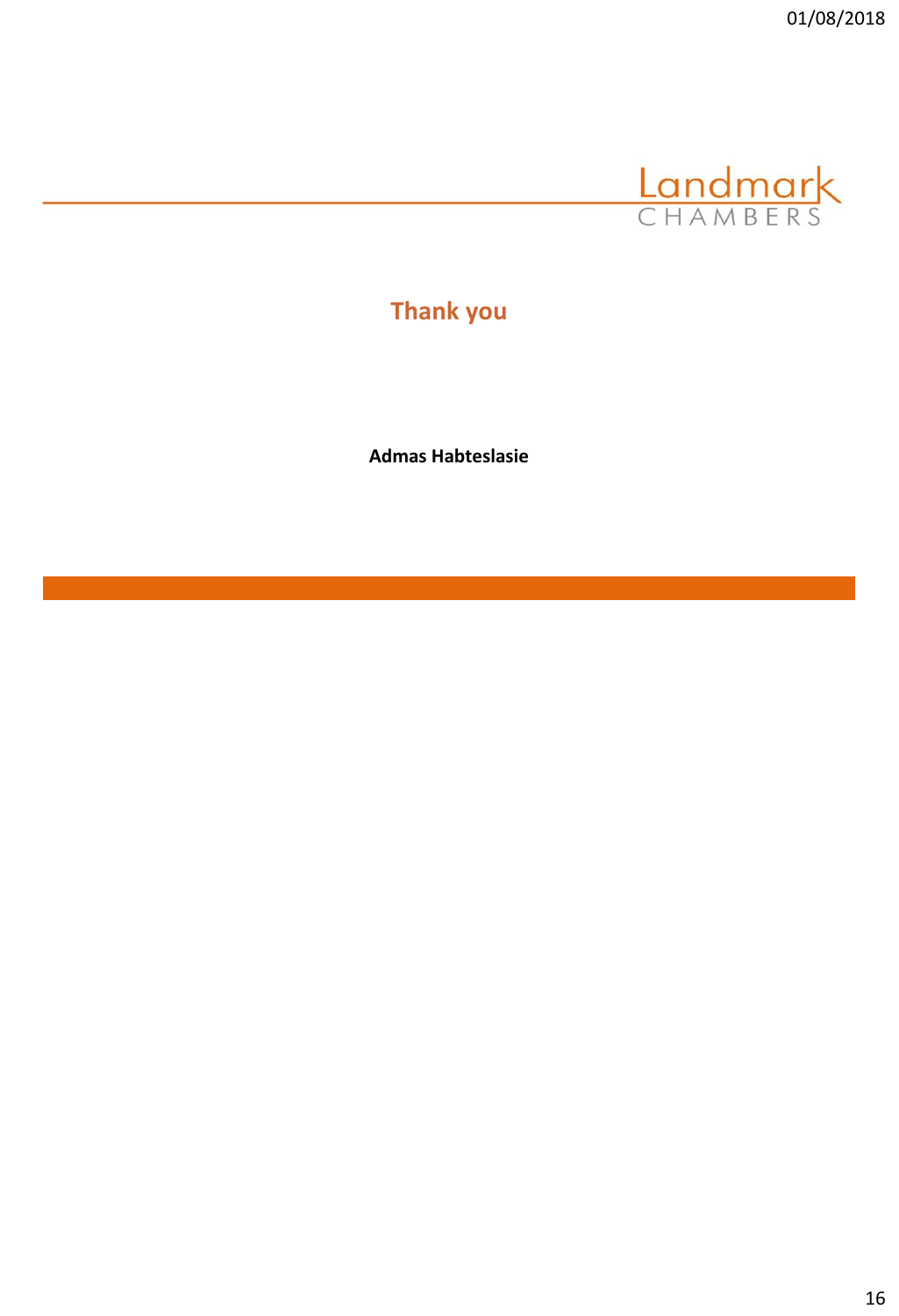Landmark
CHAMBERS

## Thank you

**Admas Habteslasie**